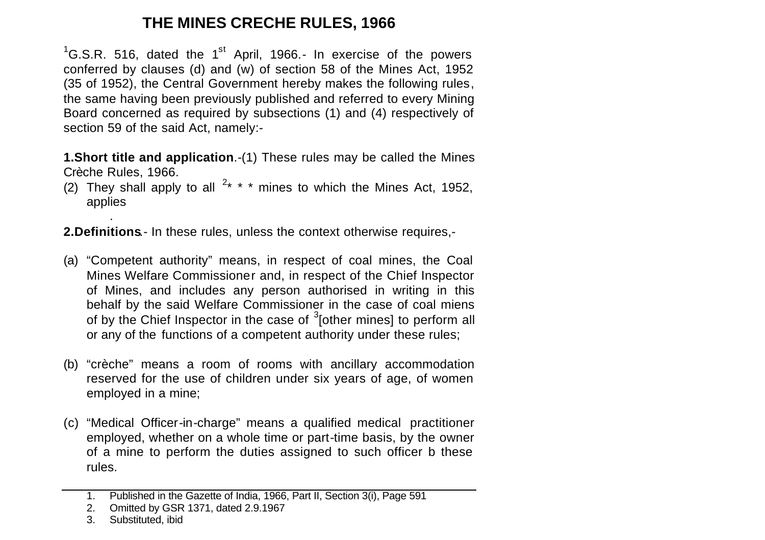# THE MINES CRECHE RULES, 1966

[1]G.S.R. 516, dated the 1st April, 1966.- In exercise of the powers conferred by clauses (d) and (w) of section 58 of the Mines Act, 1952 (35 of 1952), the Central Government hereby makes the following rules, the same having been previously published and referred to every Mining Board concerned as required by subsections (1) and (4) respectively of section 59 of the said Act, namely:-

**1.Short title and application**.-(1) These rules may be called the Mines Crèche Rules, 1966.

(2) They shall apply to all [2]* * * mines to which the Mines Act, 1952, applies.

**2.Definitions**.- In these rules, unless the context otherwise requires,-

(a) "Competent authority" means, in respect of coal mines, the Coal Mines Welfare Commissioner and, in respect of the Chief Inspector of Mines, and includes any person authorised in writing in this behalf by the said Welfare Commissioner in the case of coal miens of by the Chief Inspector in the case of [3][other mines] to perform all or any of the functions of a competent authority under these rules;

(b) "crèche" means a room of rooms with ancillary accommodation reserved for the use of children under six years of age, of women employed in a mine;

(c) "Medical Officer-in-charge" means a qualified medical practitioner employed, whether on a whole time or part-time basis, by the owner of a mine to perform the duties assigned to such officer b these rules.

---

1. Published in the Gazette of India, 1966, Part II, Section 3(i), Page 591
2. Omitted by GSR 1371, dated 2.9.1967
3. Substituted, ibid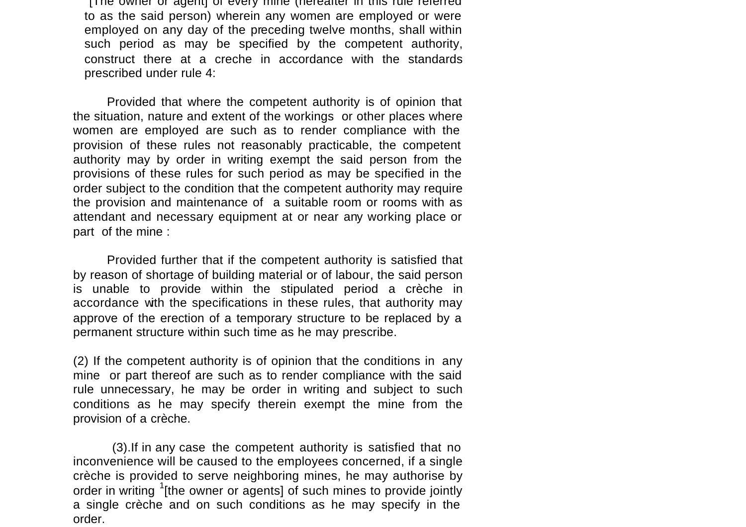[The owner or agent] of every mine (hereafter in this rule referred to as the said person) wherein any women are employed or were employed on any day of the preceding twelve months, shall within such period as may be specified by the competent authority, construct there at a creche in accordance with the standards prescribed under rule 4:

Provided that where the competent authority is of opinion that the situation, nature and extent of the workings or other places where women are employed are such as to render compliance with the provision of these rules not reasonably practicable, the competent authority may by order in writing exempt the said person from the provisions of these rules for such period as may be specified in the order subject to the condition that the competent authority may require the provision and maintenance of a suitable room or rooms with as attendant and necessary equipment at or near any working place or part of the mine :

Provided further that if the competent authority is satisfied that by reason of shortage of building material or of labour, the said person is unable to provide within the stipulated period a crèche in accordance with the specifications in these rules, that authority may approve of the erection of a temporary structure to be replaced by a permanent structure within such time as he may prescribe.

(2) If the competent authority is of opinion that the conditions in any mine or part thereof are such as to render compliance with the said rule unnecessary, he may be order in writing and subject to such conditions as he may specify therein exempt the mine from the provision of a crèche.

(3).If in any case the competent authority is satisfied that no inconvenience will be caused to the employees concerned, if a single crèche is provided to serve neighboring mines, he may authorise by order in writing [1][the owner or agents] of such mines to provide jointly a single crèche and on such conditions as he may specify in the order.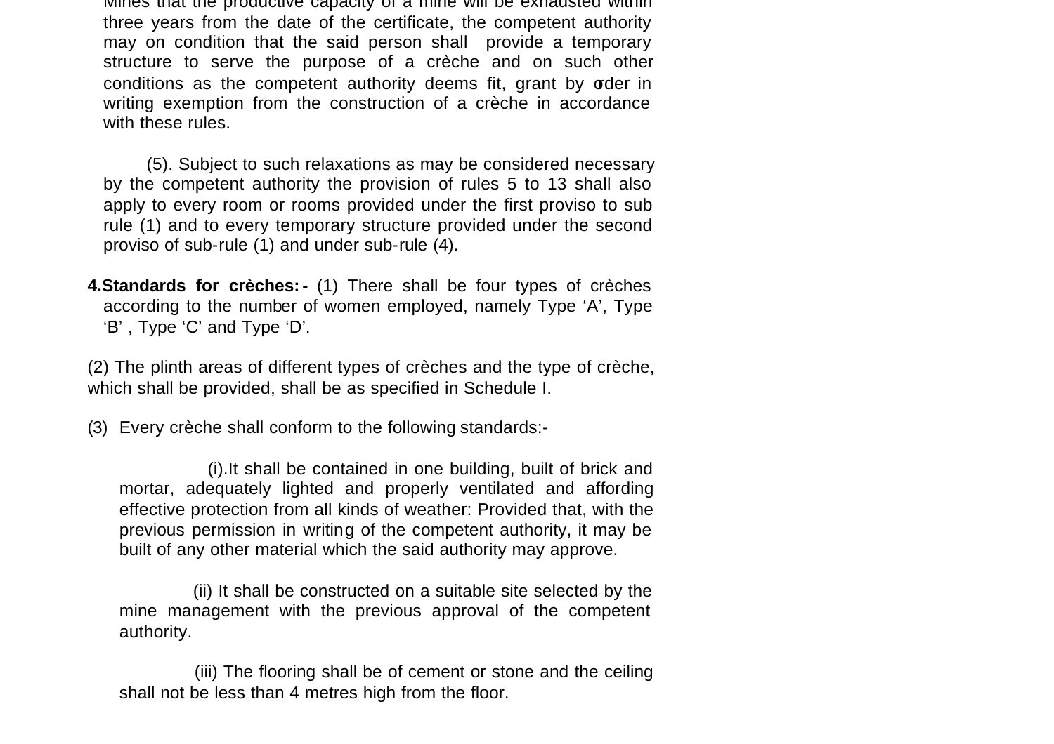Mines that the productive capacity of a mine will be exhausted within three years from the date of the certificate, the competent authority may on condition that the said person shall provide a temporary structure to serve the purpose of a crèche and on such other conditions as the competent authority deems fit, grant by order in writing exemption from the construction of a crèche in accordance with these rules.

(5). Subject to such relaxations as may be considered necessary by the competent authority the provision of rules 5 to 13 shall also apply to every room or rooms provided under the first proviso to sub rule (1) and to every temporary structure provided under the second proviso of sub-rule (1) and under sub-rule (4).

**4.Standards for crèches:-** (1) There shall be four types of crèches according to the number of women employed, namely Type 'A', Type 'B' , Type 'C' and Type 'D'.

(2) The plinth areas of different types of crèches and the type of crèche, which shall be provided, shall be as specified in Schedule I.

(3) Every crèche shall conform to the following standards:-

(i).It shall be contained in one building, built of brick and mortar, adequately lighted and properly ventilated and affording effective protection from all kinds of weather: Provided that, with the previous permission in writing of the competent authority, it may be built of any other material which the said authority may approve.

(ii) It shall be constructed on a suitable site selected by the mine management with the previous approval of the competent authority.

(iii) The flooring shall be of cement or stone and the ceiling shall not be less than 4 metres high from the floor.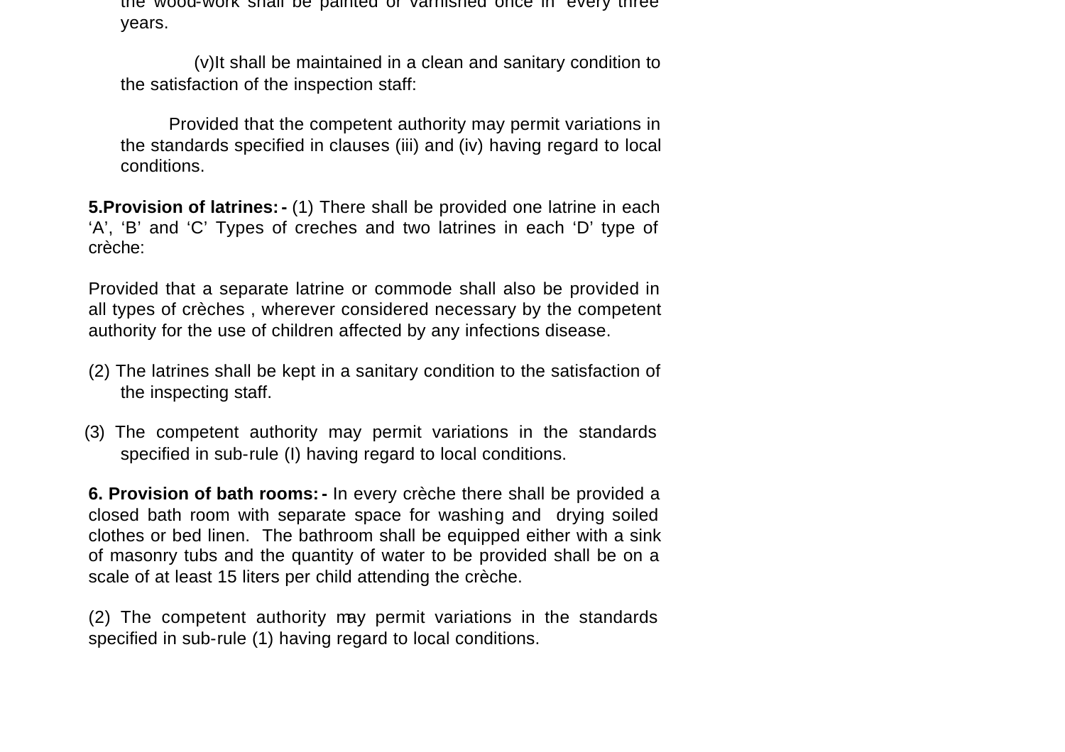the wood-work shall be painted or varnished once in every three years.

(v) It shall be maintained in a clean and sanitary condition to the satisfaction of the inspection staff:

Provided that the competent authority may permit variations in the standards specified in clauses (iii) and (iv) having regard to local conditions.

**5. Provision of latrines:-** (1) There shall be provided one latrine in each 'A', 'B' and 'C' Types of creches and two latrines in each 'D' type of crèche:

Provided that a separate latrine or commode shall also be provided in all types of crèches , wherever considered necessary by the competent authority for the use of children affected by any infections disease.

(2) The latrines shall be kept in a sanitary condition to the satisfaction of the inspecting staff.

(3) The competent authority may permit variations in the standards specified in sub-rule (I) having regard to local conditions.

**6. Provision of bath rooms:-** In every crèche there shall be provided a closed bath room with separate space for washing and drying soiled clothes or bed linen. The bathroom shall be equipped either with a sink of masonry tubs and the quantity of water to be provided shall be on a scale of at least 15 liters per child attending the crèche.

(2) The competent authority may permit variations in the standards specified in sub-rule (1) having regard to local conditions.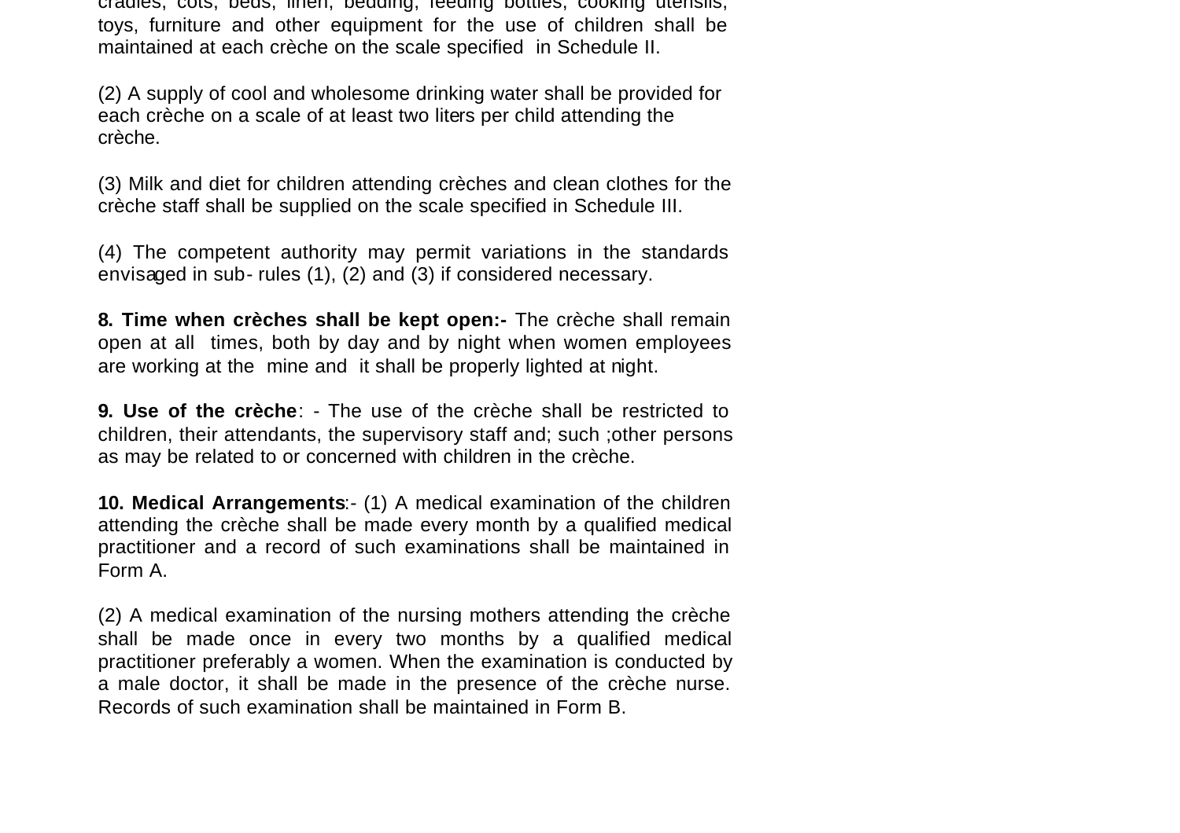cradles, cots, beds, linen, bedding, feeding bottles, cooking utensils, toys, furniture and other equipment for the use of children shall be maintained at each crèche on the scale specified in Schedule II.

(2) A supply of cool and wholesome drinking water shall be provided for each crèche on a scale of at least two liters per child attending the crèche.

(3) Milk and diet for children attending crèches and clean clothes for the crèche staff shall be supplied on the scale specified in Schedule III.

(4) The competent authority may permit variations in the standards envisaged in sub- rules (1), (2) and (3) if considered necessary.

**8. Time when crèches shall be kept open:-** The crèche shall remain open at all times, both by day and by night when women employees are working at the mine and it shall be properly lighted at night.

**9. Use of the crèche**: - The use of the crèche shall be restricted to children, their attendants, the supervisory staff and; such ;other persons as may be related to or concerned with children in the crèche.

**10. Medical Arrangements**:- (1) A medical examination of the children attending the crèche shall be made every month by a qualified medical practitioner and a record of such examinations shall be maintained in Form A.

(2) A medical examination of the nursing mothers attending the crèche shall be made once in every two months by a qualified medical practitioner preferably a women. When the examination is conducted by a male doctor, it shall be made in the presence of the crèche nurse. Records of such examination shall be maintained in Form B.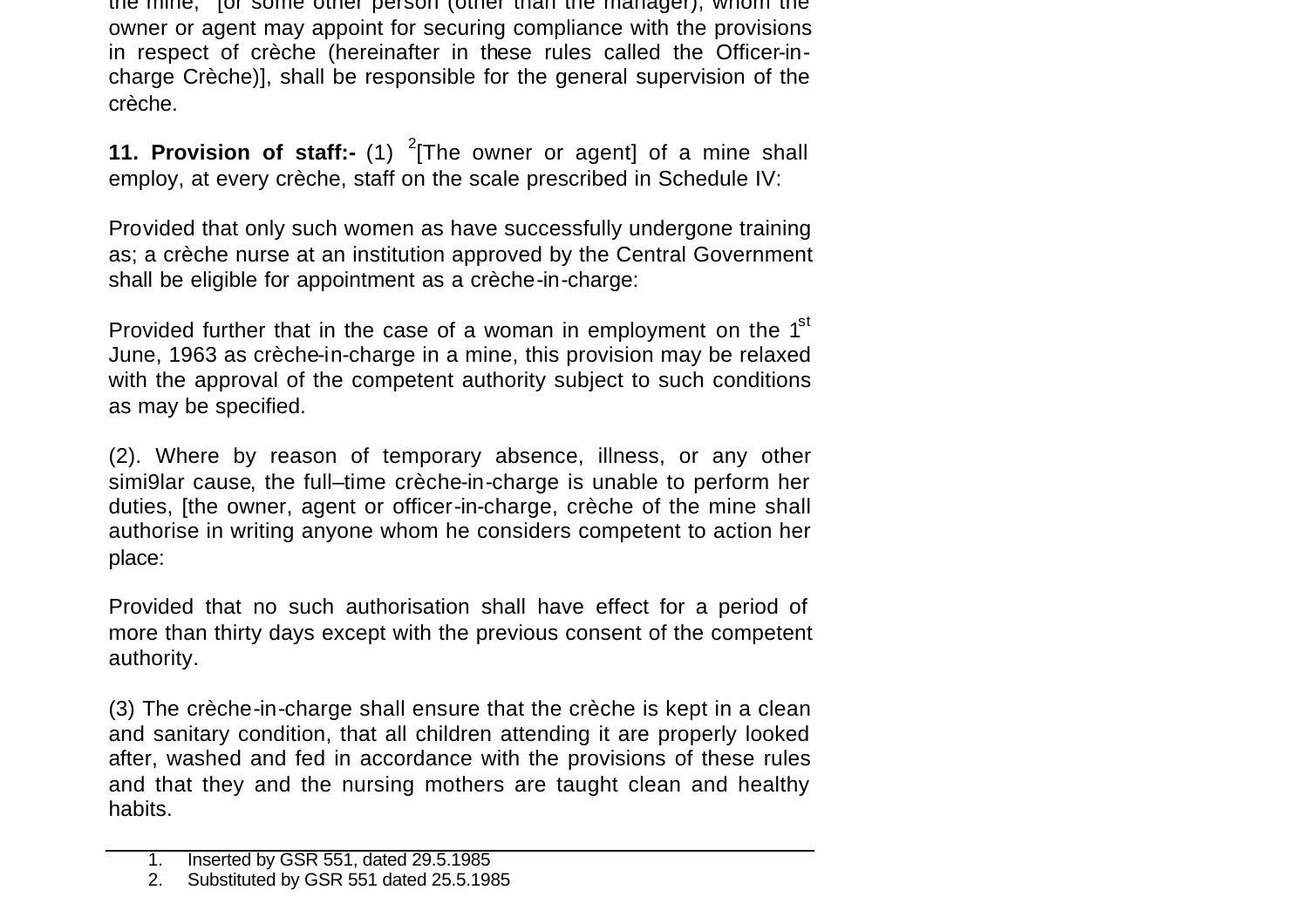the mine, [or some other person (other than the manager), whom the owner or agent may appoint for securing compliance with the provisions in respect of crèche (hereinafter in these rules called the Officer-in-charge Crèche)], shall be responsible for the general supervision of the crèche.

**11. Provision of staff:-** (1) [2][The owner or agent] of a mine shall employ, at every crèche, staff on the scale prescribed in Schedule IV:

Provided that only such women as have successfully undergone training as; a crèche nurse at an institution approved by the Central Government shall be eligible for appointment as a crèche-in-charge:

Provided further that in the case of a woman in employment on the 1st June, 1963 as crèche-in-charge in a mine, this provision may be relaxed with the approval of the competent authority subject to such conditions as may be specified.

(2). Where by reason of temporary absence, illness, or any other simi9lar cause, the full–time crèche-in-charge is unable to perform her duties, [the owner, agent or officer-in-charge, crèche of the mine shall authorise in writing anyone whom he considers competent to action her place:

Provided that no such authorisation shall have effect for a period of more than thirty days except with the previous consent of the competent authority.

(3) The crèche-in-charge shall ensure that the crèche is kept in a clean and sanitary condition, that all children attending it are properly looked after, washed and fed in accordance with the provisions of these rules and that they and the nursing mothers are taught clean and healthy habits.

---

1. Inserted by GSR 551, dated 29.5.1985
2. Substituted by GSR 551 dated 25.5.1985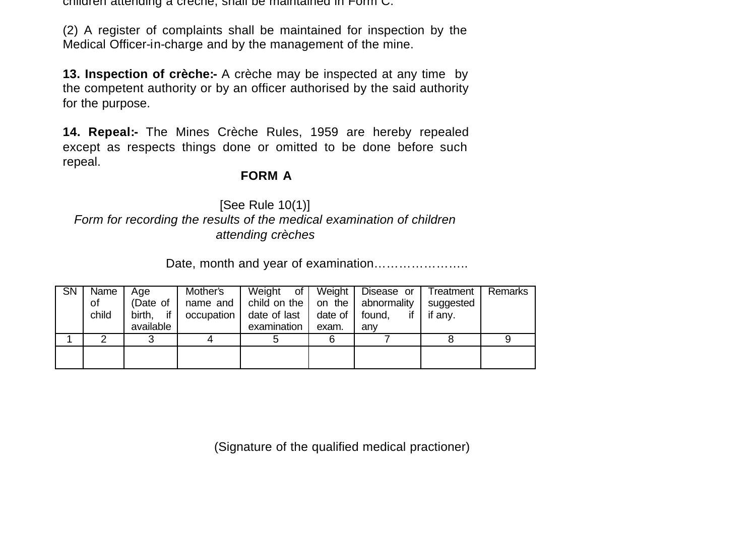children attending a crèche, shall be maintained in Form C.

(2) A register of complaints shall be maintained for inspection by the Medical Officer-in-charge and by the management of the mine.

**13. Inspection of crèche:-** A crèche may be inspected at any time by the competent authority or by an officer authorised by the said authority for the purpose.

**14. Repeal:-** The Mines Crèche Rules, 1959 are hereby repealed except as respects things done or omitted to be done before such repeal.

**FORM A**

[See Rule 10(1)]

*Form for recording the results of the medical examination of children attending crèches*

Date, month and year of examination…………………..

| SN | Name of child | Age (Date of birth, if available | Mother's name and occupation | Weight of child on the date of last examination | Weight on the date of exam. | Disease or abnormality found, if any | Treatment suggested if any. | Remarks |
|---|---|---|---|---|---|---|---|---|
| 1 | 2 | 3 | 4 | 5 | 6 | 7 | 8 | 9 |
| | | | | | | | | |

(Signature of the qualified medical practioner)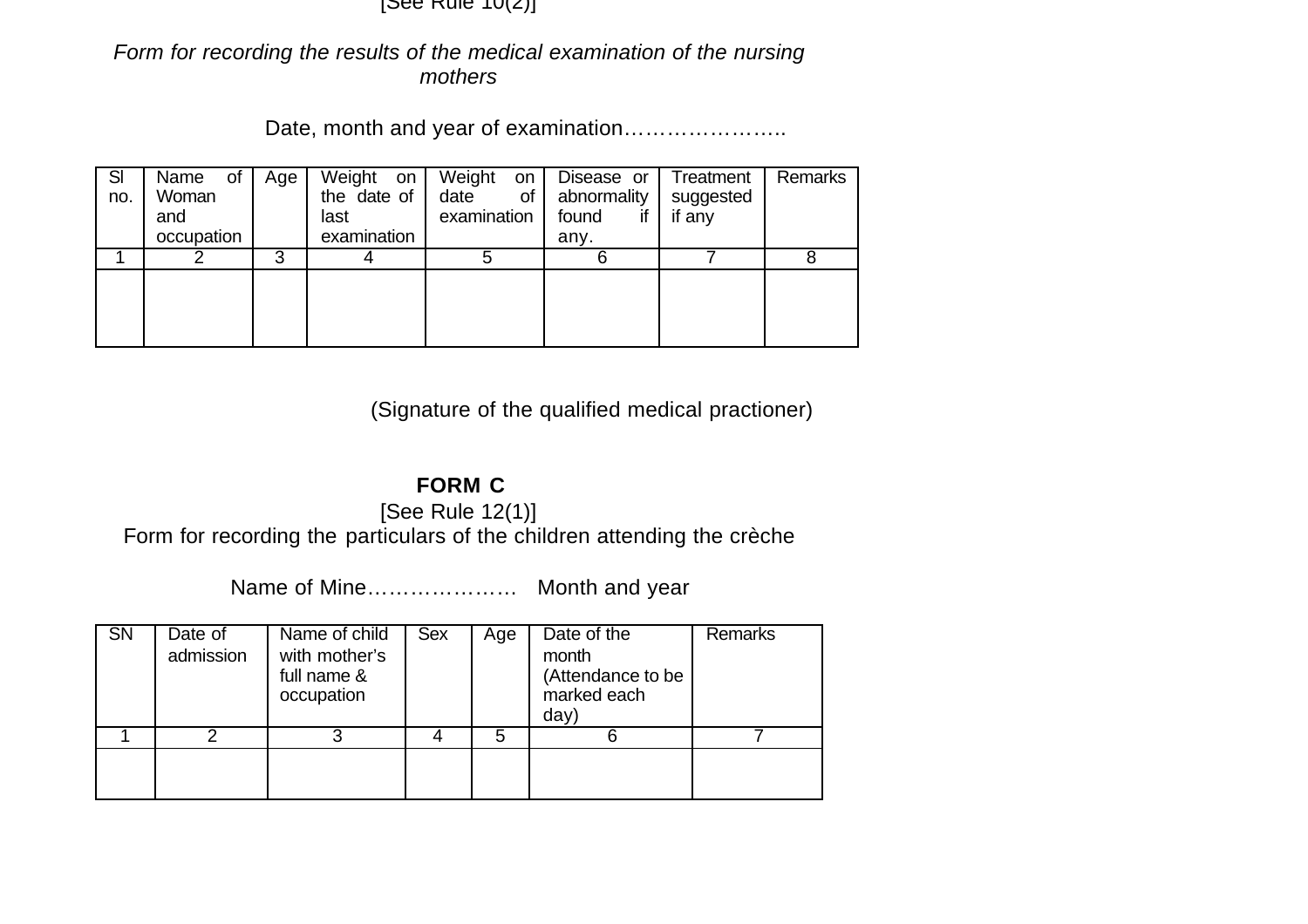[See Rule 10(2)]

*Form for recording the results of the medical examination of the nursing mothers*

Date, month and year of examination…………………..

| Sl no. | Name of Woman and occupation | Age | Weight on the date of last examination | Weight on date of examination | Disease or abnormality found if any. | Treatment suggested if any | Remarks |
|---|---|---|---|---|---|---|---|
| 1 | 2 | 3 | 4 | 5 | 6 | 7 | 8 |
| | | | | | | | |

(Signature of the qualified medical practioner)

## FORM C

[See Rule 12(1)]

Form for recording the particulars of the children attending the crèche

Name of Mine………………… Month and year

| SN | Date of admission | Name of child with mother's full name & occupation | Sex | Age | Date of the month (Attendance to be marked each day) | Remarks |
|---|---|---|---|---|---|---|
| 1 | 2 | 3 | 4 | 5 | 6 | 7 |
| | | | | | | |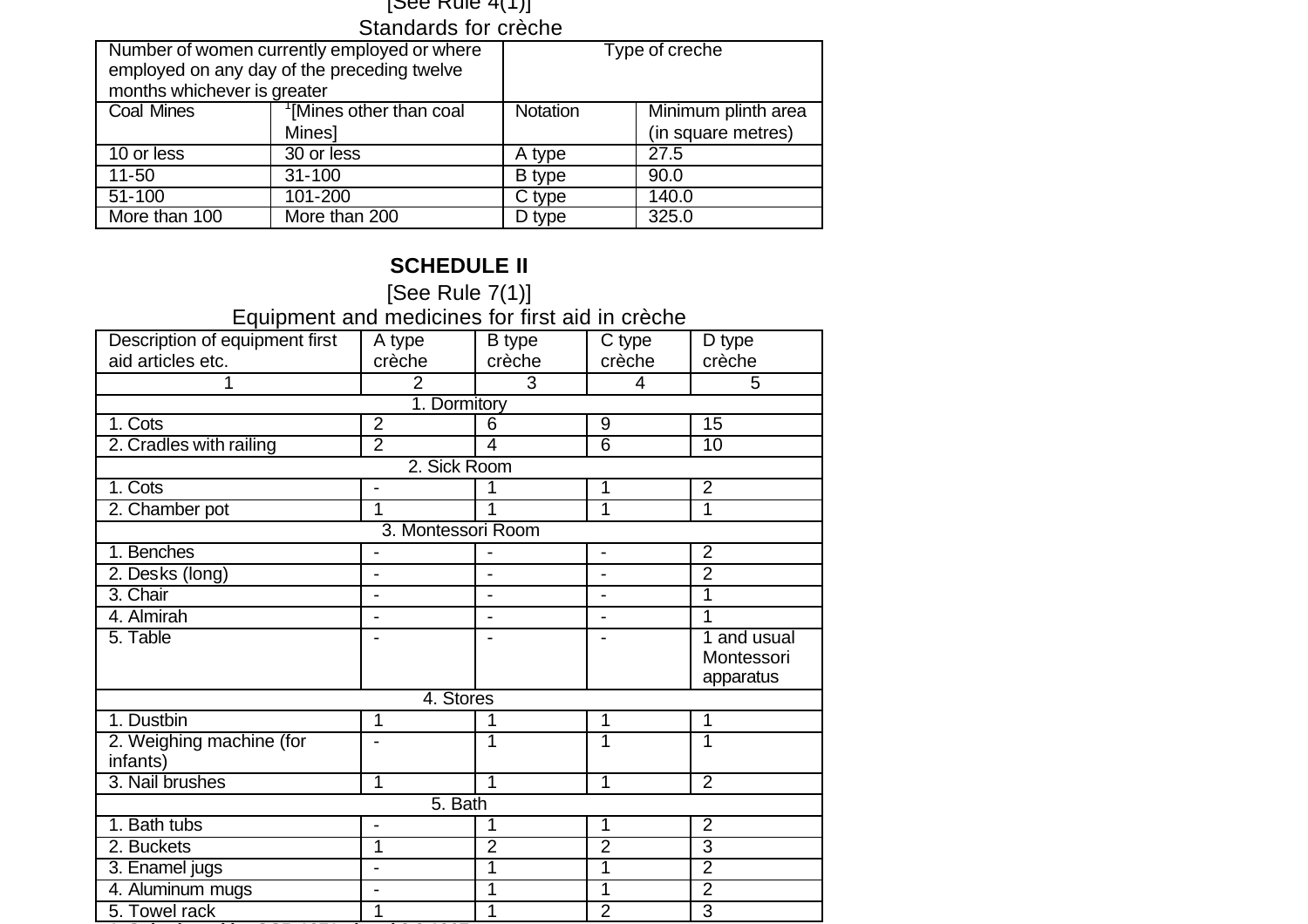[See Rule 4(1)]

Standards for crèche

| Number of women currently employed or where employed on any day of the preceding twelve months whichever is greater | | Type of creche | |
|---|---|---|---|
| Coal Mines | [1][Mines other than coal Mines] | Notation | Minimum plinth area (in square metres) |
| 10 or less | 30 or less | A type | 27.5 |
| 11-50 | 31-100 | B type | 90.0 |
| 51-100 | 101-200 | C type | 140.0 |
| More than 100 | More than 200 | D type | 325.0 |

## SCHEDULE II

[See Rule 7(1)]

Equipment and medicines for first aid in crèche

| Description of equipment first aid articles etc. | A type crèche | B type crèche | C type crèche | D type crèche |
|---|---|---|---|---|
| 1 | 2 | 3 | 4 | 5 |
| 1. Dormitory | | | | |
| 1. Cots | 2 | 6 | 9 | 15 |
| 2. Cradles with railing | 2 | 4 | 6 | 10 |
| 2. Sick Room | | | | |
| 1. Cots | - | 1 | 1 | 2 |
| 2. Chamber pot | 1 | 1 | 1 | 1 |
| 3. Montessori Room | | | | |
| 1. Benches | - | - | - | 2 |
| 2. Desks (long) | - | - | - | 2 |
| 3. Chair | - | - | - | 1 |
| 4. Almirah | - | - | - | 1 |
| 5. Table | - | - | - | 1 and usual Montessori apparatus |
| 4. Stores | | | | |
| 1. Dustbin | 1 | 1 | 1 | 1 |
| 2. Weighing machine (for infants) | - | 1 | 1 | 1 |
| 3. Nail brushes | 1 | 1 | 1 | 2 |
| 5. Bath | | | | |
| 1. Bath tubs | - | 1 | 1 | 2 |
| 2. Buckets | 1 | 2 | 2 | 3 |
| 3. Enamel jugs | - | 1 | 1 | 2 |
| 4. Aluminum mugs | - | 1 | 1 | 2 |
| 5. Towel rack | 1 | 1 | 2 | 3 |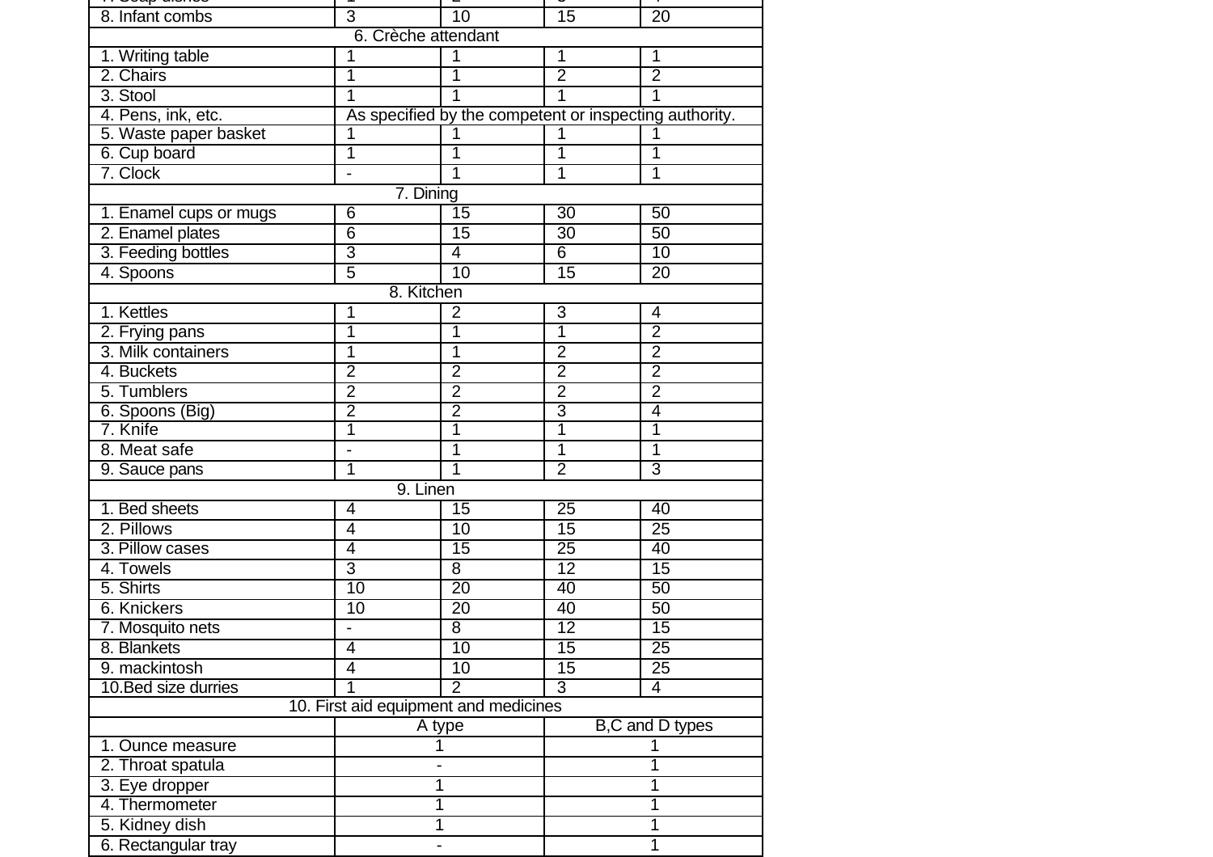| | | | | |
|---|---|---|---|---|
| 8. Infant combs | 3 | 10 | 15 | 20 |
| 6. Crèche attendant | | | | |
| 1. Writing table | 1 | 1 | 1 | 1 |
| 2. Chairs | 1 | 1 | 2 | 2 |
| 3. Stool | 1 | 1 | 1 | 1 |
| 4. Pens, ink, etc. | As specified by the competent or inspecting authority. | | | |
| 5. Waste paper basket | 1 | 1 | 1 | 1 |
| 6. Cup board | 1 | 1 | 1 | 1 |
| 7. Clock | - | 1 | 1 | 1 |
| 7. Dining | | | | |
| 1. Enamel cups or mugs | 6 | 15 | 30 | 50 |
| 2. Enamel plates | 6 | 15 | 30 | 50 |
| 3. Feeding bottles | 3 | 4 | 6 | 10 |
| 4. Spoons | 5 | 10 | 15 | 20 |
| 8. Kitchen | | | | |
| 1. Kettles | 1 | 2 | 3 | 4 |
| 2. Frying pans | 1 | 1 | 1 | 2 |
| 3. Milk containers | 1 | 1 | 2 | 2 |
| 4. Buckets | 2 | 2 | 2 | 2 |
| 5. Tumblers | 2 | 2 | 2 | 2 |
| 6. Spoons (Big) | 2 | 2 | 3 | 4 |
| 7. Knife | 1 | 1 | 1 | 1 |
| 8. Meat safe | - | 1 | 1 | 1 |
| 9. Sauce pans | 1 | 1 | 2 | 3 |
| 9. Linen | | | | |
| 1. Bed sheets | 4 | 15 | 25 | 40 |
| 2. Pillows | 4 | 10 | 15 | 25 |
| 3. Pillow cases | 4 | 15 | 25 | 40 |
| 4. Towels | 3 | 8 | 12 | 15 |
| 5. Shirts | 10 | 20 | 40 | 50 |
| 6. Knickers | 10 | 20 | 40 | 50 |
| 7. Mosquito nets | - | 8 | 12 | 15 |
| 8. Blankets | 4 | 10 | 15 | 25 |
| 9. mackintosh | 4 | 10 | 15 | 25 |
| 10.Bed size durries | 1 | 2 | 3 | 4 |

| 10. First aid equipment and medicines | | |
|---|---|---|
| | A type | B,C and D types |
| 1. Ounce measure | 1 | 1 |
| 2. Throat spatula | - | 1 |
| 3. Eye dropper | 1 | 1 |
| 4. Thermometer | 1 | 1 |
| 5. Kidney dish | 1 | 1 |
| 6. Rectangular tray | - | 1 |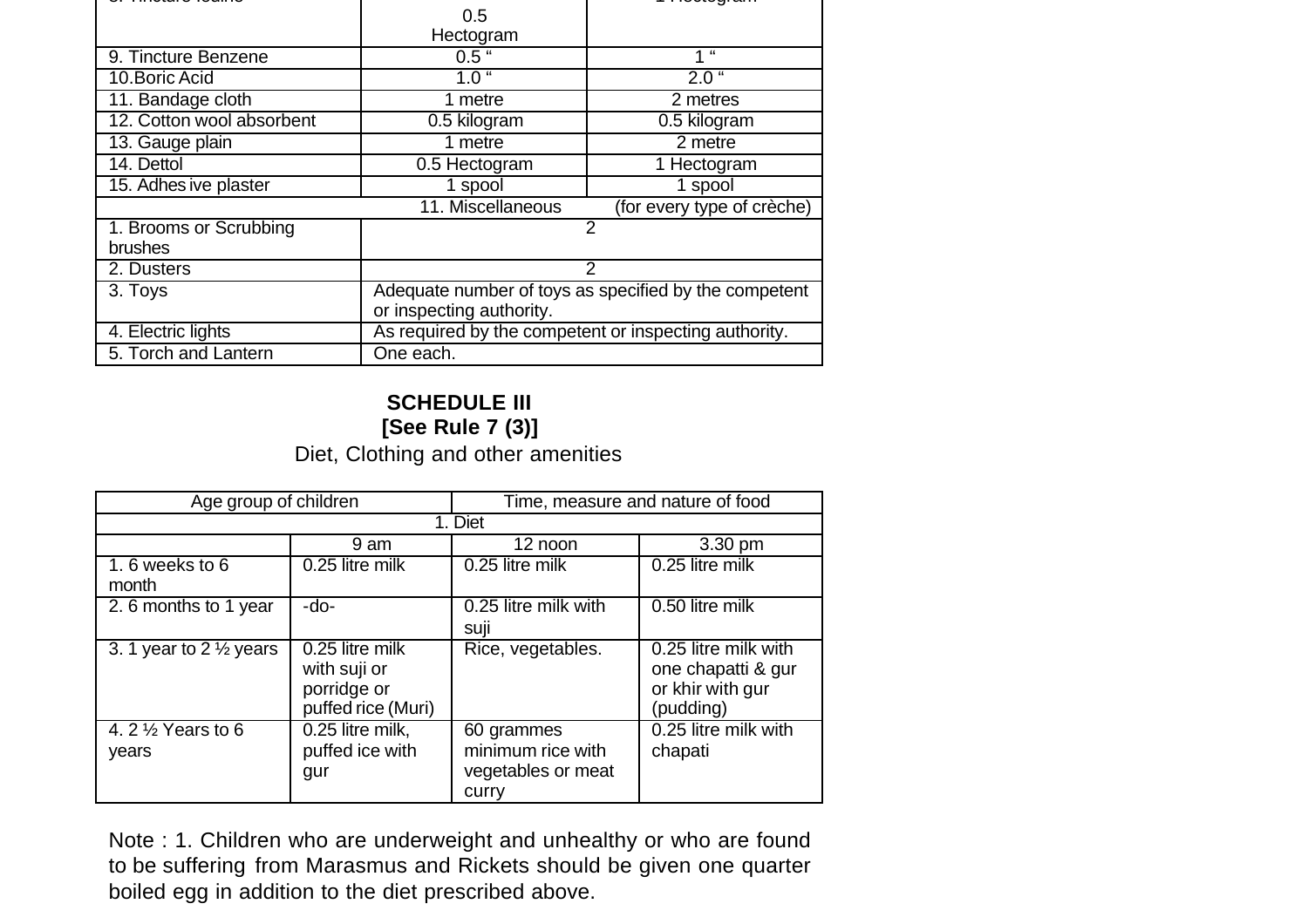| 8. Tincture Iodine | 0.5 Hectogram | 1 Hectogram |
|---|---|---|
| 9. Tincture Benzene | 0.5 " | 1 " |
| 10.Boric Acid | 1.0 " | 2.0 " |
| 11. Bandage cloth | 1 metre | 2 metres |
| 12. Cotton wool absorbent | 0.5 kilogram | 0.5 kilogram |
| 13. Gauge plain | 1 metre | 2 metre |
| 14. Dettol | 0.5 Hectogram | 1 Hectogram |
| 15. Adhesive plaster | 1 spool | 1 spool |
| 11. Miscellaneous | (for every type of crèche) | |
| 1. Brooms or Scrubbing brushes | 2 | |
| 2. Dusters | 2 | |
| 3. Toys | Adequate number of toys as specified by the competent or inspecting authority. | |
| 4. Electric lights | As required by the competent or inspecting authority. | |
| 5. Torch and Lantern | One each. | |

## SCHEDULE III
**[See Rule 7 (3)]**

Diet, Clothing and other amenities

| Age group of children | Time, measure and nature of food | | |
|---|---|---|---|
| 1. Diet | | | |
| | 9 am | 12 noon | 3.30 pm |
| 1. 6 weeks to 6 month | 0.25 litre milk | 0.25 litre milk | 0.25 litre milk |
| 2. 6 months to 1 year | -do- | 0.25 litre milk with suji | 0.50 litre milk |
| 3. 1 year to 2 ½ years | 0.25 litre milk with suji or porridge or puffed rice (Muri) | Rice, vegetables. | 0.25 litre milk with one chapatti & gur or khir with gur (pudding) |
| 4. 2 ½ Years to 6 years | 0.25 litre milk, puffed ice with gur | 60 grammes minimum rice with vegetables or meat curry | 0.25 litre milk with chapati |

Note : 1. Children who are underweight and unhealthy or who are found to be suffering from Marasmus and Rickets should be given one quarter boiled egg in addition to the diet prescribed above.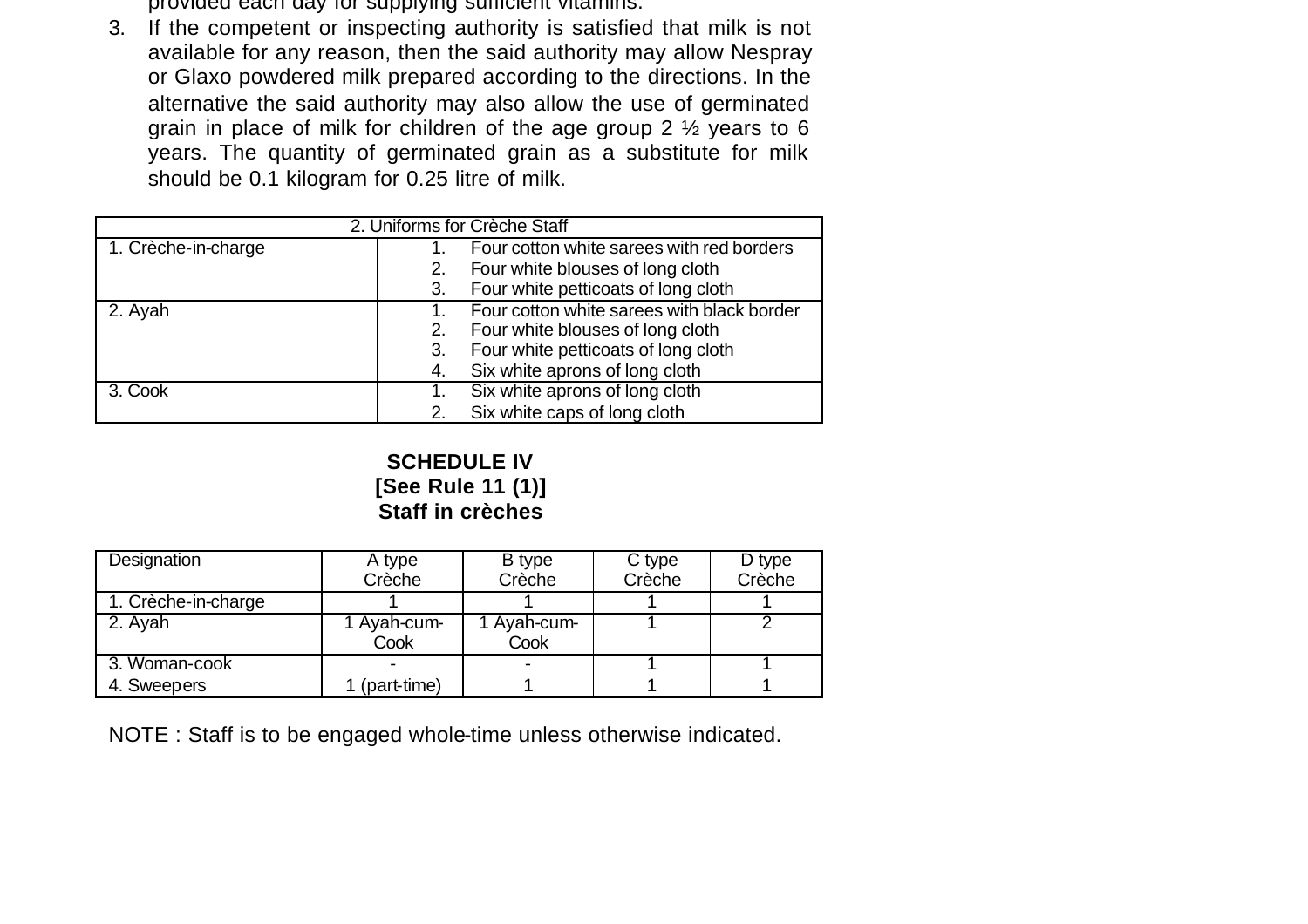provided each day for supplying sufficient vitamins.

3. If the competent or inspecting authority is satisfied that milk is not available for any reason, then the said authority may allow Nespray or Glaxo powdered milk prepared according to the directions. In the alternative the said authority may also allow the use of germinated grain in place of milk for children of the age group 2 ½ years to 6 years. The quantity of germinated grain as a substitute for milk should be 0.1 kilogram for 0.25 litre of milk.

| 2. Uniforms for Crèche Staff | |
|---|---|
| 1. Crèche-in-charge | 1. Four cotton white sarees with red borders<br>2. Four white blouses of long cloth<br>3. Four white petticoats of long cloth |
| 2. Ayah | 1. Four cotton white sarees with black border<br>2. Four white blouses of long cloth<br>3. Four white petticoats of long cloth<br>4. Six white aprons of long cloth |
| 3. Cook | 1. Six white aprons of long cloth<br>2. Six white caps of long cloth |

## SCHEDULE IV
**[See Rule 11 (1)]**
**Staff in crèches**

| Designation | A type Crèche | B type Crèche | C type Crèche | D type Crèche |
|---|---|---|---|---|
| 1. Crèche-in-charge | 1 | 1 | 1 | 1 |
| 2. Ayah | 1 Ayah-cum-Cook | 1 Ayah-cum-Cook | 1 | 2 |
| 3. Woman-cook | - | - | 1 | 1 |
| 4. Sweepers | 1 (part-time) | 1 | 1 | 1 |

NOTE : Staff is to be engaged whole-time unless otherwise indicated.